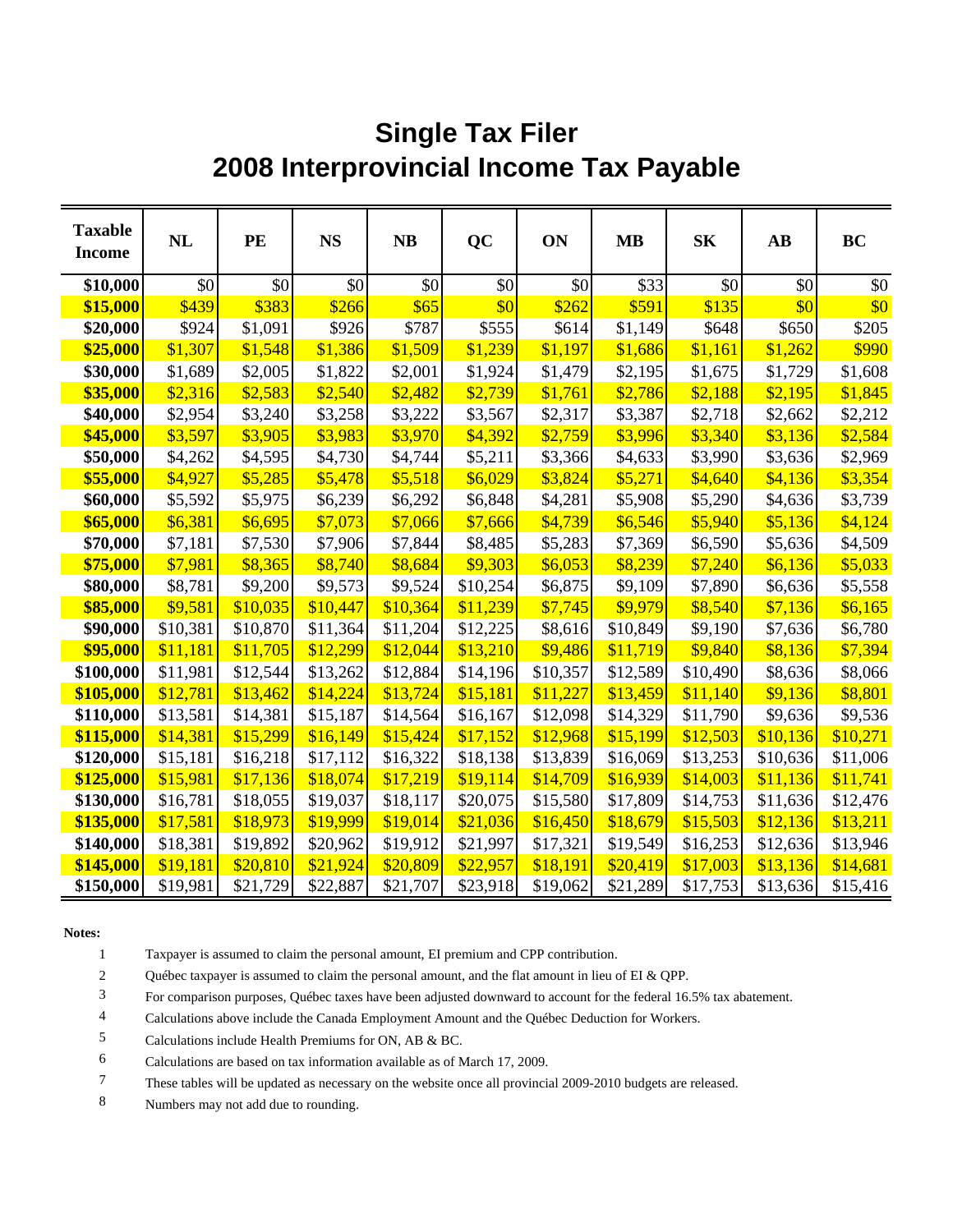# Single Tax Filer
# 2008 Interprovincial Income Tax Payable

| Taxable Income | NL | PE | NS | NB | QC | ON | MB | SK | AB | BC |
|---|---|---|---|---|---|---|---|---|---|---|
| **$10,000** | $0 | $0 | $0 | $0 | $0 | $0 | $33 | $0 | $0 | $0 |
| **$15,000** | $439 | $383 | $266 | $65 | $0 | $262 | $591 | $135 | $0 | $0 |
| **$20,000** | $924 | $1,091 | $926 | $787 | $555 | $614 | $1,149 | $648 | $650 | $205 |
| **$25,000** | $1,307 | $1,548 | $1,386 | $1,509 | $1,239 | $1,197 | $1,686 | $1,161 | $1,262 | $990 |
| **$30,000** | $1,689 | $2,005 | $1,822 | $2,001 | $1,924 | $1,479 | $2,195 | $1,675 | $1,729 | $1,608 |
| **$35,000** | $2,316 | $2,583 | $2,540 | $2,482 | $2,739 | $1,761 | $2,786 | $2,188 | $2,195 | $1,845 |
| **$40,000** | $2,954 | $3,240 | $3,258 | $3,222 | $3,567 | $2,317 | $3,387 | $2,718 | $2,662 | $2,212 |
| **$45,000** | $3,597 | $3,905 | $3,983 | $3,970 | $4,392 | $2,759 | $3,996 | $3,340 | $3,136 | $2,584 |
| **$50,000** | $4,262 | $4,595 | $4,730 | $4,744 | $5,211 | $3,366 | $4,633 | $3,990 | $3,636 | $2,969 |
| **$55,000** | $4,927 | $5,285 | $5,478 | $5,518 | $6,029 | $3,824 | $5,271 | $4,640 | $4,136 | $3,354 |
| **$60,000** | $5,592 | $5,975 | $6,239 | $6,292 | $6,848 | $4,281 | $5,908 | $5,290 | $4,636 | $3,739 |
| **$65,000** | $6,381 | $6,695 | $7,073 | $7,066 | $7,666 | $4,739 | $6,546 | $5,940 | $5,136 | $4,124 |
| **$70,000** | $7,181 | $7,530 | $7,906 | $7,844 | $8,485 | $5,283 | $7,369 | $6,590 | $5,636 | $4,509 |
| **$75,000** | $7,981 | $8,365 | $8,740 | $8,684 | $9,303 | $6,053 | $8,239 | $7,240 | $6,136 | $5,033 |
| **$80,000** | $8,781 | $9,200 | $9,573 | $9,524 | $10,254 | $6,875 | $9,109 | $7,890 | $6,636 | $5,558 |
| **$85,000** | $9,581 | $10,035 | $10,447 | $10,364 | $11,239 | $7,745 | $9,979 | $8,540 | $7,136 | $6,165 |
| **$90,000** | $10,381 | $10,870 | $11,364 | $11,204 | $12,225 | $8,616 | $10,849 | $9,190 | $7,636 | $6,780 |
| **$95,000** | $11,181 | $11,705 | $12,299 | $12,044 | $13,210 | $9,486 | $11,719 | $9,840 | $8,136 | $7,394 |
| **$100,000** | $11,981 | $12,544 | $13,262 | $12,884 | $14,196 | $10,357 | $12,589 | $10,490 | $8,636 | $8,066 |
| **$105,000** | $12,781 | $13,462 | $14,224 | $13,724 | $15,181 | $11,227 | $13,459 | $11,140 | $9,136 | $8,801 |
| **$110,000** | $13,581 | $14,381 | $15,187 | $14,564 | $16,167 | $12,098 | $14,329 | $11,790 | $9,636 | $9,536 |
| **$115,000** | $14,381 | $15,299 | $16,149 | $15,424 | $17,152 | $12,968 | $15,199 | $12,503 | $10,136 | $10,271 |
| **$120,000** | $15,181 | $16,218 | $17,112 | $16,322 | $18,138 | $13,839 | $16,069 | $13,253 | $10,636 | $11,006 |
| **$125,000** | $15,981 | $17,136 | $18,074 | $17,219 | $19,114 | $14,709 | $16,939 | $14,003 | $11,136 | $11,741 |
| **$130,000** | $16,781 | $18,055 | $19,037 | $18,117 | $20,075 | $15,580 | $17,809 | $14,753 | $11,636 | $12,476 |
| **$135,000** | $17,581 | $18,973 | $19,999 | $19,014 | $21,036 | $16,450 | $18,679 | $15,503 | $12,136 | $13,211 |
| **$140,000** | $18,381 | $19,892 | $20,962 | $19,912 | $21,997 | $17,321 | $19,549 | $16,253 | $12,636 | $13,946 |
| **$145,000** | $19,181 | $20,810 | $21,924 | $20,809 | $22,957 | $18,191 | $20,419 | $17,003 | $13,136 | $14,681 |
| **$150,000** | $19,981 | $21,729 | $22,887 | $21,707 | $23,918 | $19,062 | $21,289 | $17,753 | $13,636 | $15,416 |

**Notes:**

1. Taxpayer is assumed to claim the personal amount, EI premium and CPP contribution.
2. Québec taxpayer is assumed to claim the personal amount, and the flat amount in lieu of EI & QPP.
3. For comparison purposes, Québec taxes have been adjusted downward to account for the federal 16.5% tax abatement.
4. Calculations above include the Canada Employment Amount and the Québec Deduction for Workers.
5. Calculations include Health Premiums for ON, AB & BC.
6. Calculations are based on tax information available as of March 17, 2009.
7. These tables will be updated as necessary on the website once all provincial 2009-2010 budgets are released.
8. Numbers may not add due to rounding.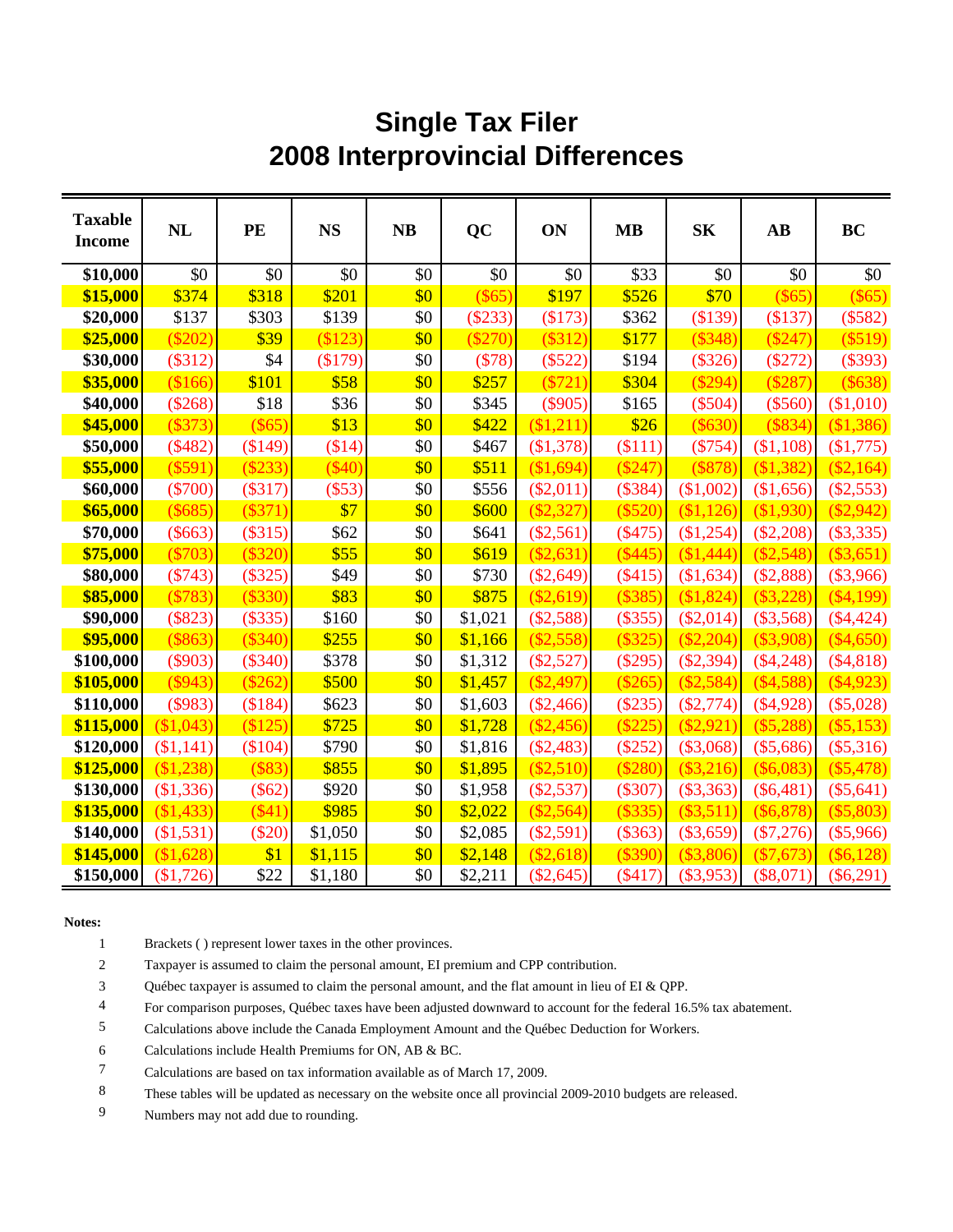# Single Tax Filer
# 2008 Interprovincial Differences

| Taxable Income | NL | PE | NS | NB | QC | ON | MB | SK | AB | BC |
|---|---|---|---|---|---|---|---|---|---|---|
| **$10,000** | $0 | $0 | $0 | $0 | $0 | $0 | $33 | $0 | $0 | $0 |
| **$15,000** | $374 | $318 | $201 | $0 | ($65) | $197 | $526 | $70 | ($65) | ($65) |
| **$20,000** | $137 | $303 | $139 | $0 | ($233) | ($173) | $362 | ($139) | ($137) | ($582) |
| **$25,000** | ($202) | $39 | ($123) | $0 | ($270) | ($312) | $177 | ($348) | ($247) | ($519) |
| **$30,000** | ($312) | $4 | ($179) | $0 | ($78) | ($522) | $194 | ($326) | ($272) | ($393) |
| **$35,000** | ($166) | $101 | $58 | $0 | $257 | ($721) | $304 | ($294) | ($287) | ($638) |
| **$40,000** | ($268) | $18 | $36 | $0 | $345 | ($905) | $165 | ($504) | ($560) | ($1,010) |
| **$45,000** | ($373) | ($65) | $13 | $0 | $422 | ($1,211) | $26 | ($630) | ($834) | ($1,386) |
| **$50,000** | ($482) | ($149) | ($14) | $0 | $467 | ($1,378) | ($111) | ($754) | ($1,108) | ($1,775) |
| **$55,000** | ($591) | ($233) | ($40) | $0 | $511 | ($1,694) | ($247) | ($878) | ($1,382) | ($2,164) |
| **$60,000** | ($700) | ($317) | ($53) | $0 | $556 | ($2,011) | ($384) | ($1,002) | ($1,656) | ($2,553) |
| **$65,000** | ($685) | ($371) | $7 | $0 | $600 | ($2,327) | ($520) | ($1,126) | ($1,930) | ($2,942) |
| **$70,000** | ($663) | ($315) | $62 | $0 | $641 | ($2,561) | ($475) | ($1,254) | ($2,208) | ($3,335) |
| **$75,000** | ($703) | ($320) | $55 | $0 | $619 | ($2,631) | ($445) | ($1,444) | ($2,548) | ($3,651) |
| **$80,000** | ($743) | ($325) | $49 | $0 | $730 | ($2,649) | ($415) | ($1,634) | ($2,888) | ($3,966) |
| **$85,000** | ($783) | ($330) | $83 | $0 | $875 | ($2,619) | ($385) | ($1,824) | ($3,228) | ($4,199) |
| **$90,000** | ($823) | ($335) | $160 | $0 | $1,021 | ($2,588) | ($355) | ($2,014) | ($3,568) | ($4,424) |
| **$95,000** | ($863) | ($340) | $255 | $0 | $1,166 | ($2,558) | ($325) | ($2,204) | ($3,908) | ($4,650) |
| **$100,000** | ($903) | ($340) | $378 | $0 | $1,312 | ($2,527) | ($295) | ($2,394) | ($4,248) | ($4,818) |
| **$105,000** | ($943) | ($262) | $500 | $0 | $1,457 | ($2,497) | ($265) | ($2,584) | ($4,588) | ($4,923) |
| **$110,000** | ($983) | ($184) | $623 | $0 | $1,603 | ($2,466) | ($235) | ($2,774) | ($4,928) | ($5,028) |
| **$115,000** | ($1,043) | ($125) | $725 | $0 | $1,728 | ($2,456) | ($225) | ($2,921) | ($5,288) | ($5,153) |
| **$120,000** | ($1,141) | ($104) | $790 | $0 | $1,816 | ($2,483) | ($252) | ($3,068) | ($5,686) | ($5,316) |
| **$125,000** | ($1,238) | ($83) | $855 | $0 | $1,895 | ($2,510) | ($280) | ($3,216) | ($6,083) | ($5,478) |
| **$130,000** | ($1,336) | ($62) | $920 | $0 | $1,958 | ($2,537) | ($307) | ($3,363) | ($6,481) | ($5,641) |
| **$135,000** | ($1,433) | ($41) | $985 | $0 | $2,022 | ($2,564) | ($335) | ($3,511) | ($6,878) | ($5,803) |
| **$140,000** | ($1,531) | ($20) | $1,050 | $0 | $2,085 | ($2,591) | ($363) | ($3,659) | ($7,276) | ($5,966) |
| **$145,000** | ($1,628) | $1 | $1,115 | $0 | $2,148 | ($2,618) | ($390) | ($3,806) | ($7,673) | ($6,128) |
| **$150,000** | ($1,726) | $22 | $1,180 | $0 | $2,211 | ($2,645) | ($417) | ($3,953) | ($8,071) | ($6,291) |

**Notes:**

1. Brackets ( ) represent lower taxes in the other provinces.
2. Taxpayer is assumed to claim the personal amount, EI premium and CPP contribution.
3. Québec taxpayer is assumed to claim the personal amount, and the flat amount in lieu of EI & QPP.
4. For comparison purposes, Québec taxes have been adjusted downward to account for the federal 16.5% tax abatement.
5. Calculations above include the Canada Employment Amount and the Québec Deduction for Workers.
6. Calculations include Health Premiums for ON, AB & BC.
7. Calculations are based on tax information available as of March 17, 2009.
8. These tables will be updated as necessary on the website once all provincial 2009-2010 budgets are released.
9. Numbers may not add due to rounding.